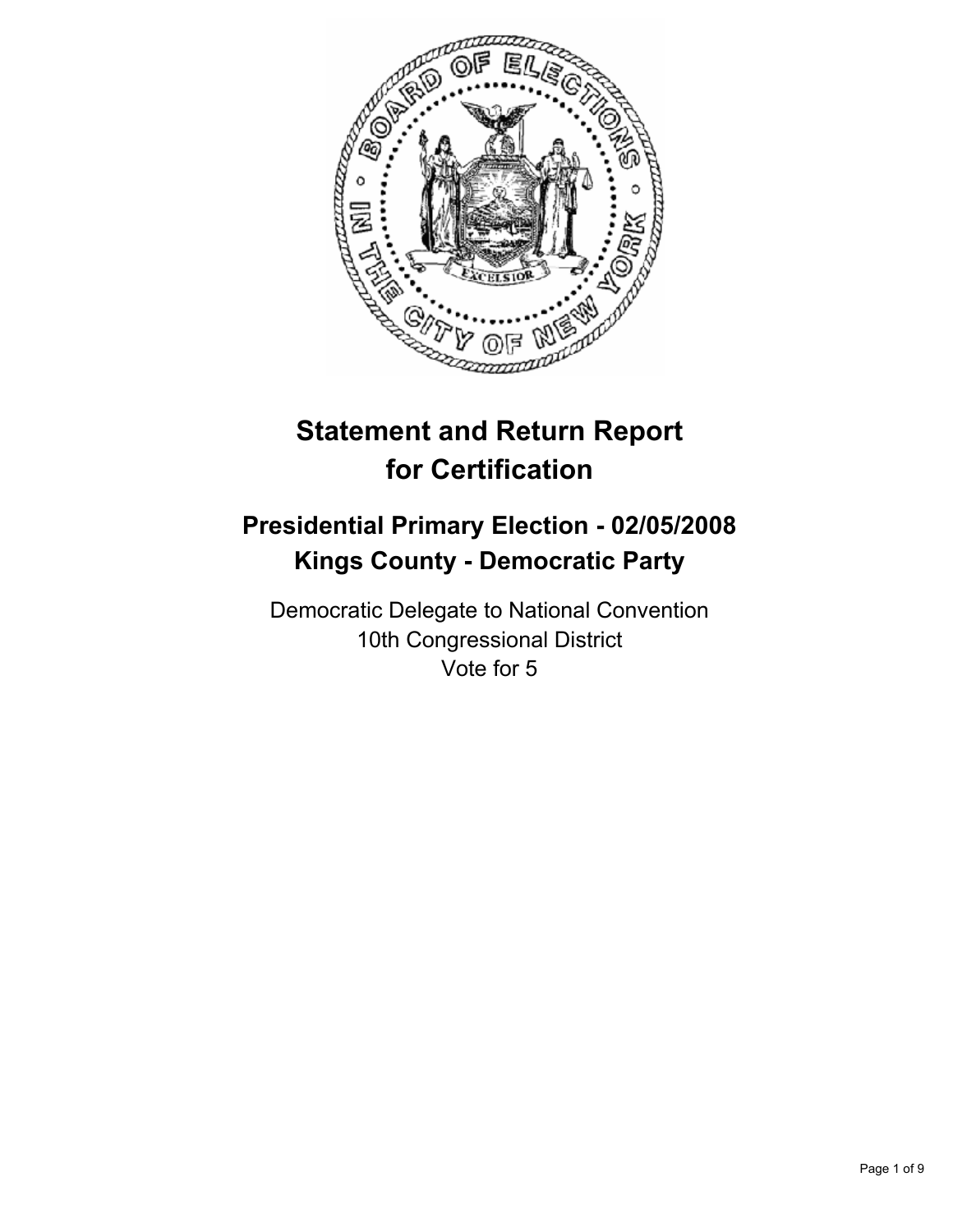# Statement and Return Report for Certification

## Presidential Primary Election - 02/05/2008
## Kings County - Democratic Party

Democratic Delegate to National Convention
10th Congressional District
Vote for 5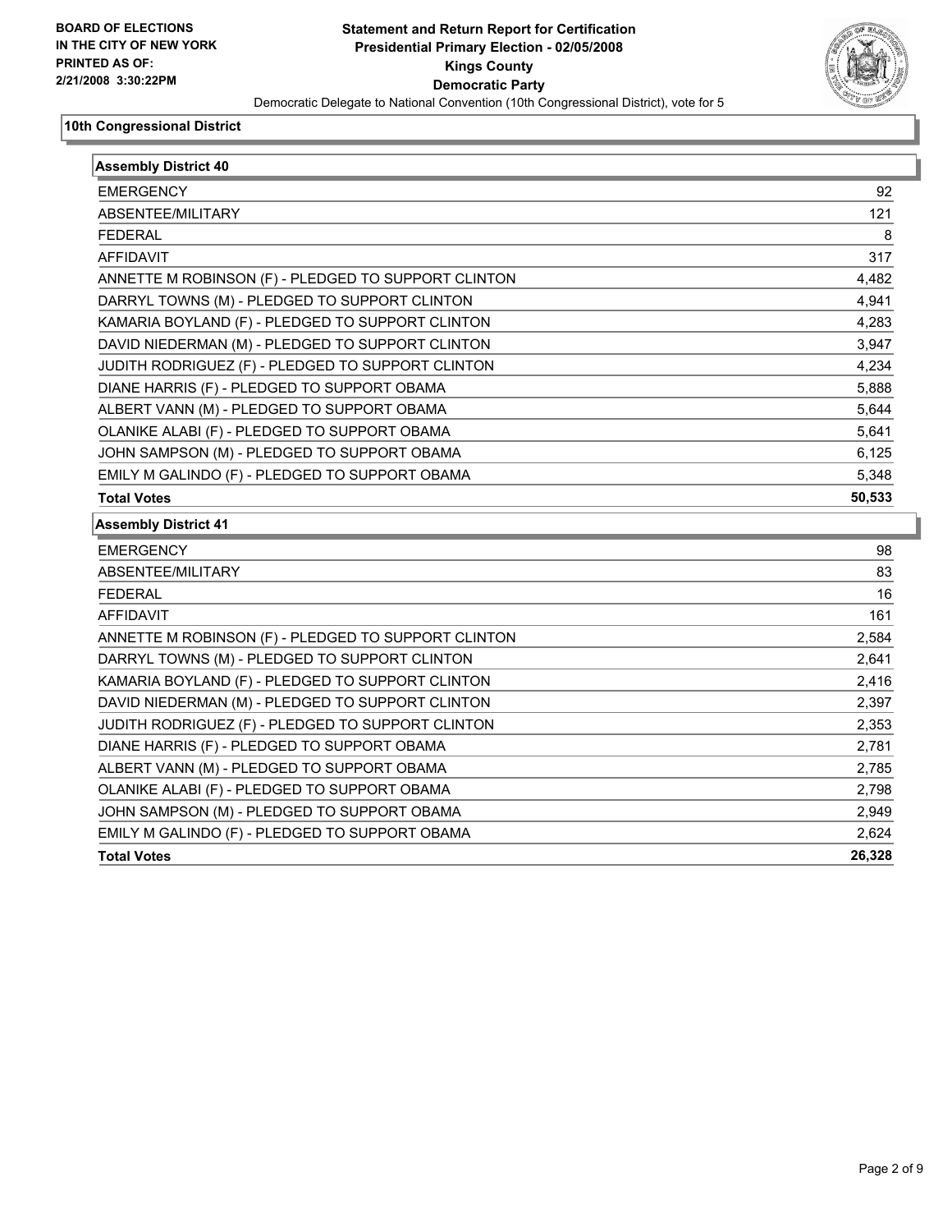**BOARD OF ELECTIONS IN THE CITY OF NEW YORK PRINTED AS OF: 2/21/2008 3:30:22PM**

# Statement and Return Report for Certification
## Presidential Primary Election - 02/05/2008
## Kings County
## Democratic Party

Democratic Delegate to National Convention (10th Congressional District), vote for 5

### 10th Congressional District

| Assembly District 40 | |
|---|---|
| EMERGENCY | 92 |
| ABSENTEE/MILITARY | 121 |
| FEDERAL | 8 |
| AFFIDAVIT | 317 |
| ANNETTE M ROBINSON (F) - PLEDGED TO SUPPORT CLINTON | 4,482 |
| DARRYL TOWNS (M) - PLEDGED TO SUPPORT CLINTON | 4,941 |
| KAMARIA BOYLAND (F) - PLEDGED TO SUPPORT CLINTON | 4,283 |
| DAVID NIEDERMAN (M) - PLEDGED TO SUPPORT CLINTON | 3,947 |
| JUDITH RODRIGUEZ (F) - PLEDGED TO SUPPORT CLINTON | 4,234 |
| DIANE HARRIS (F) - PLEDGED TO SUPPORT OBAMA | 5,888 |
| ALBERT VANN (M) - PLEDGED TO SUPPORT OBAMA | 5,644 |
| OLANIKE ALABI (F) - PLEDGED TO SUPPORT OBAMA | 5,641 |
| JOHN SAMPSON (M) - PLEDGED TO SUPPORT OBAMA | 6,125 |
| EMILY M GALINDO (F) - PLEDGED TO SUPPORT OBAMA | 5,348 |
| **Total Votes** | **50,533** |

| Assembly District 41 | |
|---|---|
| EMERGENCY | 98 |
| ABSENTEE/MILITARY | 83 |
| FEDERAL | 16 |
| AFFIDAVIT | 161 |
| ANNETTE M ROBINSON (F) - PLEDGED TO SUPPORT CLINTON | 2,584 |
| DARRYL TOWNS (M) - PLEDGED TO SUPPORT CLINTON | 2,641 |
| KAMARIA BOYLAND (F) - PLEDGED TO SUPPORT CLINTON | 2,416 |
| DAVID NIEDERMAN (M) - PLEDGED TO SUPPORT CLINTON | 2,397 |
| JUDITH RODRIGUEZ (F) - PLEDGED TO SUPPORT CLINTON | 2,353 |
| DIANE HARRIS (F) - PLEDGED TO SUPPORT OBAMA | 2,781 |
| ALBERT VANN (M) - PLEDGED TO SUPPORT OBAMA | 2,785 |
| OLANIKE ALABI (F) - PLEDGED TO SUPPORT OBAMA | 2,798 |
| JOHN SAMPSON (M) - PLEDGED TO SUPPORT OBAMA | 2,949 |
| EMILY M GALINDO (F) - PLEDGED TO SUPPORT OBAMA | 2,624 |
| **Total Votes** | **26,328** |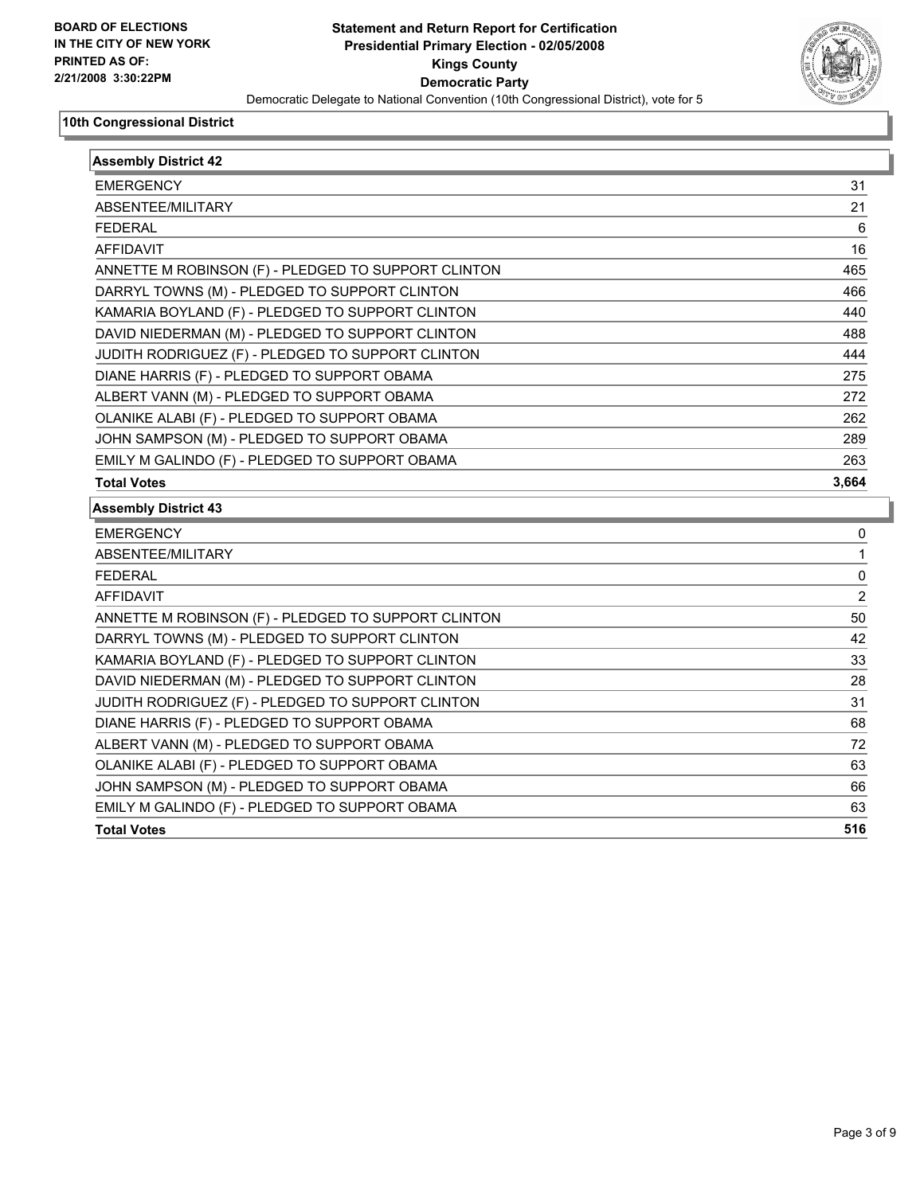**BOARD OF ELECTIONS IN THE CITY OF NEW YORK PRINTED AS OF: 2/21/2008 3:30:22PM**

# Statement and Return Report for Certification
## Presidential Primary Election - 02/05/2008
## Kings County
## Democratic Party

Democratic Delegate to National Convention (10th Congressional District), vote for 5

### 10th Congressional District

| Assembly District 42 | |
|---|---|
| EMERGENCY | 31 |
| ABSENTEE/MILITARY | 21 |
| FEDERAL | 6 |
| AFFIDAVIT | 16 |
| ANNETTE M ROBINSON (F) - PLEDGED TO SUPPORT CLINTON | 465 |
| DARRYL TOWNS (M) - PLEDGED TO SUPPORT CLINTON | 466 |
| KAMARIA BOYLAND (F) - PLEDGED TO SUPPORT CLINTON | 440 |
| DAVID NIEDERMAN (M) - PLEDGED TO SUPPORT CLINTON | 488 |
| JUDITH RODRIGUEZ (F) - PLEDGED TO SUPPORT CLINTON | 444 |
| DIANE HARRIS (F) - PLEDGED TO SUPPORT OBAMA | 275 |
| ALBERT VANN (M) - PLEDGED TO SUPPORT OBAMA | 272 |
| OLANIKE ALABI (F) - PLEDGED TO SUPPORT OBAMA | 262 |
| JOHN SAMPSON (M) - PLEDGED TO SUPPORT OBAMA | 289 |
| EMILY M GALINDO (F) - PLEDGED TO SUPPORT OBAMA | 263 |
| **Total Votes** | **3,664** |

| Assembly District 43 | |
|---|---|
| EMERGENCY | 0 |
| ABSENTEE/MILITARY | 1 |
| FEDERAL | 0 |
| AFFIDAVIT | 2 |
| ANNETTE M ROBINSON (F) - PLEDGED TO SUPPORT CLINTON | 50 |
| DARRYL TOWNS (M) - PLEDGED TO SUPPORT CLINTON | 42 |
| KAMARIA BOYLAND (F) - PLEDGED TO SUPPORT CLINTON | 33 |
| DAVID NIEDERMAN (M) - PLEDGED TO SUPPORT CLINTON | 28 |
| JUDITH RODRIGUEZ (F) - PLEDGED TO SUPPORT CLINTON | 31 |
| DIANE HARRIS (F) - PLEDGED TO SUPPORT OBAMA | 68 |
| ALBERT VANN (M) - PLEDGED TO SUPPORT OBAMA | 72 |
| OLANIKE ALABI (F) - PLEDGED TO SUPPORT OBAMA | 63 |
| JOHN SAMPSON (M) - PLEDGED TO SUPPORT OBAMA | 66 |
| EMILY M GALINDO (F) - PLEDGED TO SUPPORT OBAMA | 63 |
| **Total Votes** | **516** |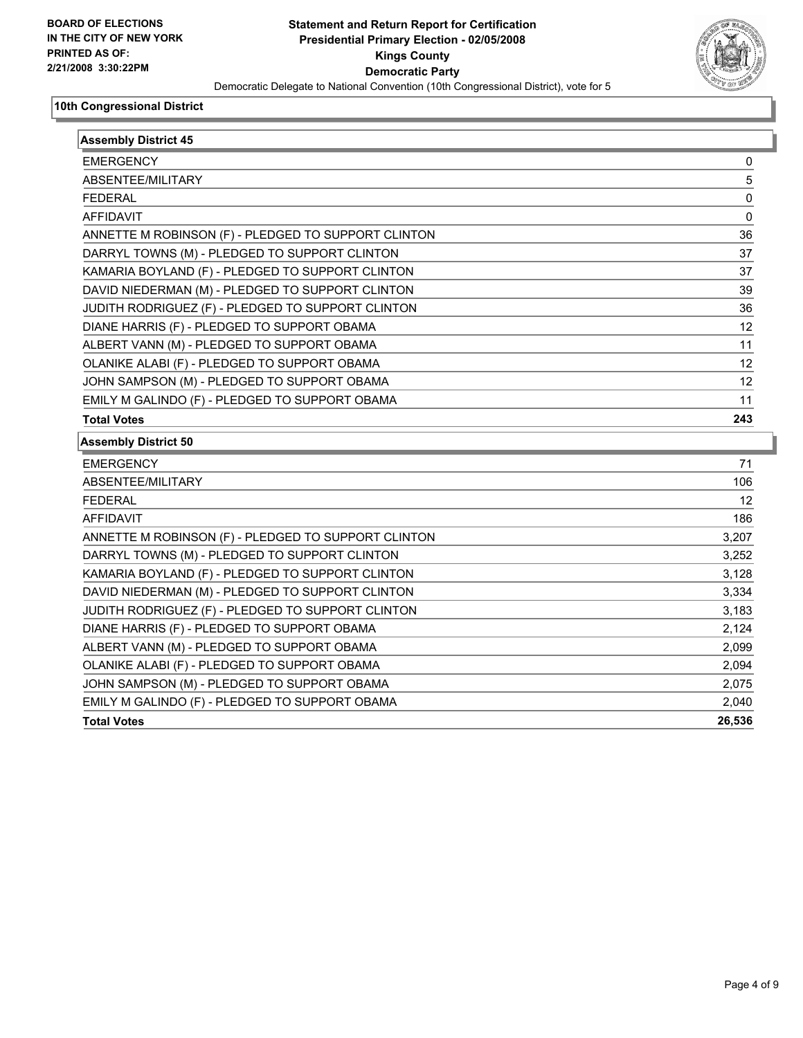BOARD OF ELECTIONS
IN THE CITY OF NEW YORK
PRINTED AS OF:
2/21/2008 3:30:22PM

**Statement and Return Report for Certification**
**Presidential Primary Election - 02/05/2008**
**Kings County**
**Democratic Party**
Democratic Delegate to National Convention (10th Congressional District), vote for 5

### 10th Congressional District

#### Assembly District 45

| | |
|---|---|
| EMERGENCY | 0 |
| ABSENTEE/MILITARY | 5 |
| FEDERAL | 0 |
| AFFIDAVIT | 0 |
| ANNETTE M ROBINSON (F) - PLEDGED TO SUPPORT CLINTON | 36 |
| DARRYL TOWNS (M) - PLEDGED TO SUPPORT CLINTON | 37 |
| KAMARIA BOYLAND (F) - PLEDGED TO SUPPORT CLINTON | 37 |
| DAVID NIEDERMAN (M) - PLEDGED TO SUPPORT CLINTON | 39 |
| JUDITH RODRIGUEZ (F) - PLEDGED TO SUPPORT CLINTON | 36 |
| DIANE HARRIS (F) - PLEDGED TO SUPPORT OBAMA | 12 |
| ALBERT VANN (M) - PLEDGED TO SUPPORT OBAMA | 11 |
| OLANIKE ALABI (F) - PLEDGED TO SUPPORT OBAMA | 12 |
| JOHN SAMPSON (M) - PLEDGED TO SUPPORT OBAMA | 12 |
| EMILY M GALINDO (F) - PLEDGED TO SUPPORT OBAMA | 11 |
| **Total Votes** | **243** |

#### Assembly District 50

| | |
|---|---|
| EMERGENCY | 71 |
| ABSENTEE/MILITARY | 106 |
| FEDERAL | 12 |
| AFFIDAVIT | 186 |
| ANNETTE M ROBINSON (F) - PLEDGED TO SUPPORT CLINTON | 3,207 |
| DARRYL TOWNS (M) - PLEDGED TO SUPPORT CLINTON | 3,252 |
| KAMARIA BOYLAND (F) - PLEDGED TO SUPPORT CLINTON | 3,128 |
| DAVID NIEDERMAN (M) - PLEDGED TO SUPPORT CLINTON | 3,334 |
| JUDITH RODRIGUEZ (F) - PLEDGED TO SUPPORT CLINTON | 3,183 |
| DIANE HARRIS (F) - PLEDGED TO SUPPORT OBAMA | 2,124 |
| ALBERT VANN (M) - PLEDGED TO SUPPORT OBAMA | 2,099 |
| OLANIKE ALABI (F) - PLEDGED TO SUPPORT OBAMA | 2,094 |
| JOHN SAMPSON (M) - PLEDGED TO SUPPORT OBAMA | 2,075 |
| EMILY M GALINDO (F) - PLEDGED TO SUPPORT OBAMA | 2,040 |
| **Total Votes** | **26,536** |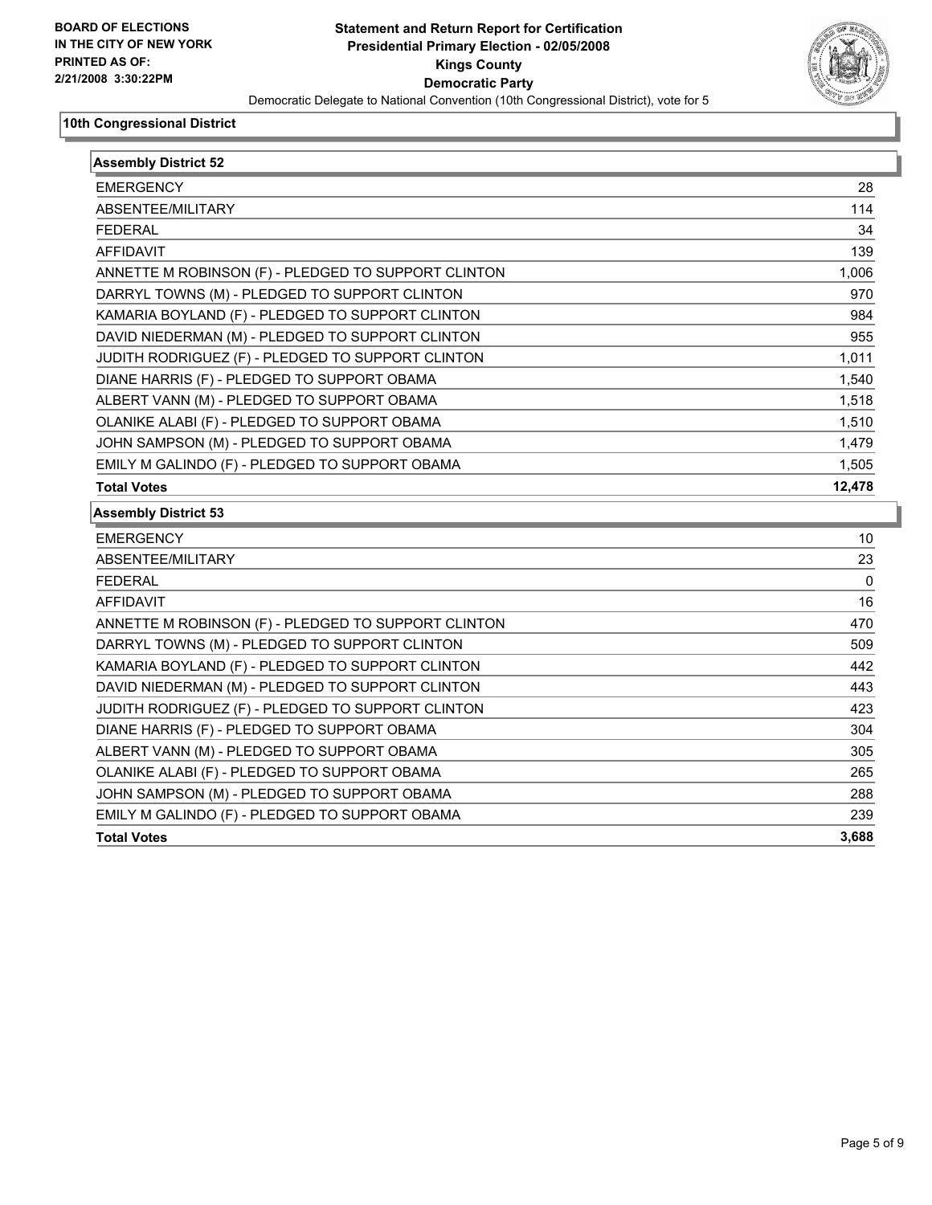**BOARD OF ELECTIONS IN THE CITY OF NEW YORK PRINTED AS OF: 2/21/2008 3:30:22PM**

# Statement and Return Report for Certification
## Presidential Primary Election - 02/05/2008
## Kings County
## Democratic Party
Democratic Delegate to National Convention (10th Congressional District), vote for 5

### 10th Congressional District

| Assembly District 52 | |
|---|---|
| EMERGENCY | 28 |
| ABSENTEE/MILITARY | 114 |
| FEDERAL | 34 |
| AFFIDAVIT | 139 |
| ANNETTE M ROBINSON (F) - PLEDGED TO SUPPORT CLINTON | 1,006 |
| DARRYL TOWNS (M) - PLEDGED TO SUPPORT CLINTON | 970 |
| KAMARIA BOYLAND (F) - PLEDGED TO SUPPORT CLINTON | 984 |
| DAVID NIEDERMAN (M) - PLEDGED TO SUPPORT CLINTON | 955 |
| JUDITH RODRIGUEZ (F) - PLEDGED TO SUPPORT CLINTON | 1,011 |
| DIANE HARRIS (F) - PLEDGED TO SUPPORT OBAMA | 1,540 |
| ALBERT VANN (M) - PLEDGED TO SUPPORT OBAMA | 1,518 |
| OLANIKE ALABI (F) - PLEDGED TO SUPPORT OBAMA | 1,510 |
| JOHN SAMPSON (M) - PLEDGED TO SUPPORT OBAMA | 1,479 |
| EMILY M GALINDO (F) - PLEDGED TO SUPPORT OBAMA | 1,505 |
| **Total Votes** | **12,478** |

| Assembly District 53 | |
|---|---|
| EMERGENCY | 10 |
| ABSENTEE/MILITARY | 23 |
| FEDERAL | 0 |
| AFFIDAVIT | 16 |
| ANNETTE M ROBINSON (F) - PLEDGED TO SUPPORT CLINTON | 470 |
| DARRYL TOWNS (M) - PLEDGED TO SUPPORT CLINTON | 509 |
| KAMARIA BOYLAND (F) - PLEDGED TO SUPPORT CLINTON | 442 |
| DAVID NIEDERMAN (M) - PLEDGED TO SUPPORT CLINTON | 443 |
| JUDITH RODRIGUEZ (F) - PLEDGED TO SUPPORT CLINTON | 423 |
| DIANE HARRIS (F) - PLEDGED TO SUPPORT OBAMA | 304 |
| ALBERT VANN (M) - PLEDGED TO SUPPORT OBAMA | 305 |
| OLANIKE ALABI (F) - PLEDGED TO SUPPORT OBAMA | 265 |
| JOHN SAMPSON (M) - PLEDGED TO SUPPORT OBAMA | 288 |
| EMILY M GALINDO (F) - PLEDGED TO SUPPORT OBAMA | 239 |
| **Total Votes** | **3,688** |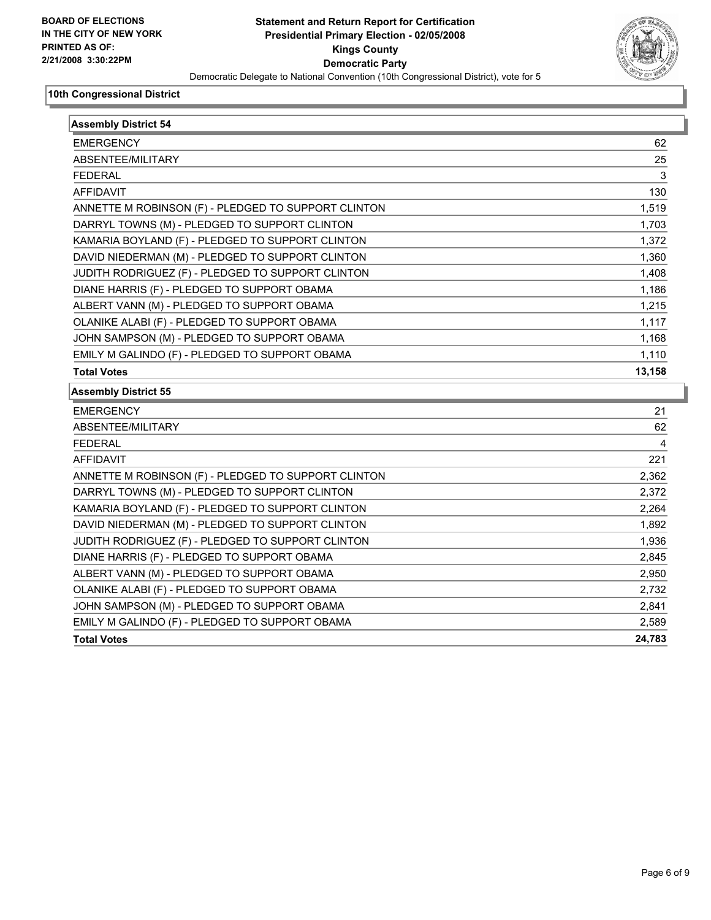**BOARD OF ELECTIONS IN THE CITY OF NEW YORK PRINTED AS OF: 2/21/2008 3:30:22PM**

# Statement and Return Report for Certification
## Presidential Primary Election - 02/05/2008
## Kings County
## Democratic Party

Democratic Delegate to National Convention (10th Congressional District), vote for 5

### 10th Congressional District

#### Assembly District 54

| | |
|---|---|
| EMERGENCY | 62 |
| ABSENTEE/MILITARY | 25 |
| FEDERAL | 3 |
| AFFIDAVIT | 130 |
| ANNETTE M ROBINSON (F) - PLEDGED TO SUPPORT CLINTON | 1,519 |
| DARRYL TOWNS (M) - PLEDGED TO SUPPORT CLINTON | 1,703 |
| KAMARIA BOYLAND (F) - PLEDGED TO SUPPORT CLINTON | 1,372 |
| DAVID NIEDERMAN (M) - PLEDGED TO SUPPORT CLINTON | 1,360 |
| JUDITH RODRIGUEZ (F) - PLEDGED TO SUPPORT CLINTON | 1,408 |
| DIANE HARRIS (F) - PLEDGED TO SUPPORT OBAMA | 1,186 |
| ALBERT VANN (M) - PLEDGED TO SUPPORT OBAMA | 1,215 |
| OLANIKE ALABI (F) - PLEDGED TO SUPPORT OBAMA | 1,117 |
| JOHN SAMPSON (M) - PLEDGED TO SUPPORT OBAMA | 1,168 |
| EMILY M GALINDO (F) - PLEDGED TO SUPPORT OBAMA | 1,110 |
| **Total Votes** | **13,158** |

#### Assembly District 55

| | |
|---|---|
| EMERGENCY | 21 |
| ABSENTEE/MILITARY | 62 |
| FEDERAL | 4 |
| AFFIDAVIT | 221 |
| ANNETTE M ROBINSON (F) - PLEDGED TO SUPPORT CLINTON | 2,362 |
| DARRYL TOWNS (M) - PLEDGED TO SUPPORT CLINTON | 2,372 |
| KAMARIA BOYLAND (F) - PLEDGED TO SUPPORT CLINTON | 2,264 |
| DAVID NIEDERMAN (M) - PLEDGED TO SUPPORT CLINTON | 1,892 |
| JUDITH RODRIGUEZ (F) - PLEDGED TO SUPPORT CLINTON | 1,936 |
| DIANE HARRIS (F) - PLEDGED TO SUPPORT OBAMA | 2,845 |
| ALBERT VANN (M) - PLEDGED TO SUPPORT OBAMA | 2,950 |
| OLANIKE ALABI (F) - PLEDGED TO SUPPORT OBAMA | 2,732 |
| JOHN SAMPSON (M) - PLEDGED TO SUPPORT OBAMA | 2,841 |
| EMILY M GALINDO (F) - PLEDGED TO SUPPORT OBAMA | 2,589 |
| **Total Votes** | **24,783** |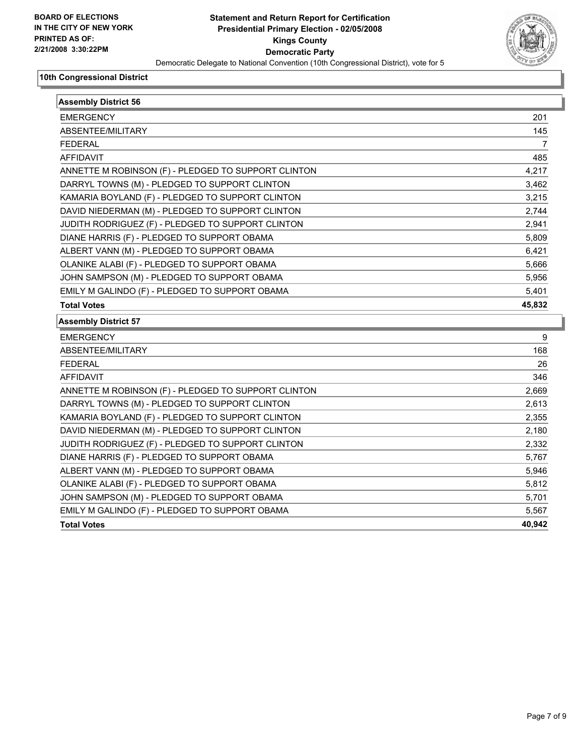**BOARD OF ELECTIONS IN THE CITY OF NEW YORK PRINTED AS OF: 2/21/2008 3:30:22PM**

# Statement and Return Report for Certification
## Presidential Primary Election - 02/05/2008
## Kings County
## Democratic Party

Democratic Delegate to National Convention (10th Congressional District), vote for 5

### 10th Congressional District

| Assembly District 56 | |
|---|---|
| EMERGENCY | 201 |
| ABSENTEE/MILITARY | 145 |
| FEDERAL | 7 |
| AFFIDAVIT | 485 |
| ANNETTE M ROBINSON (F) - PLEDGED TO SUPPORT CLINTON | 4,217 |
| DARRYL TOWNS (M) - PLEDGED TO SUPPORT CLINTON | 3,462 |
| KAMARIA BOYLAND (F) - PLEDGED TO SUPPORT CLINTON | 3,215 |
| DAVID NIEDERMAN (M) - PLEDGED TO SUPPORT CLINTON | 2,744 |
| JUDITH RODRIGUEZ (F) - PLEDGED TO SUPPORT CLINTON | 2,941 |
| DIANE HARRIS (F) - PLEDGED TO SUPPORT OBAMA | 5,809 |
| ALBERT VANN (M) - PLEDGED TO SUPPORT OBAMA | 6,421 |
| OLANIKE ALABI (F) - PLEDGED TO SUPPORT OBAMA | 5,666 |
| JOHN SAMPSON (M) - PLEDGED TO SUPPORT OBAMA | 5,956 |
| EMILY M GALINDO (F) - PLEDGED TO SUPPORT OBAMA | 5,401 |
| **Total Votes** | **45,832** |

| Assembly District 57 | |
|---|---|
| EMERGENCY | 9 |
| ABSENTEE/MILITARY | 168 |
| FEDERAL | 26 |
| AFFIDAVIT | 346 |
| ANNETTE M ROBINSON (F) - PLEDGED TO SUPPORT CLINTON | 2,669 |
| DARRYL TOWNS (M) - PLEDGED TO SUPPORT CLINTON | 2,613 |
| KAMARIA BOYLAND (F) - PLEDGED TO SUPPORT CLINTON | 2,355 |
| DAVID NIEDERMAN (M) - PLEDGED TO SUPPORT CLINTON | 2,180 |
| JUDITH RODRIGUEZ (F) - PLEDGED TO SUPPORT CLINTON | 2,332 |
| DIANE HARRIS (F) - PLEDGED TO SUPPORT OBAMA | 5,767 |
| ALBERT VANN (M) - PLEDGED TO SUPPORT OBAMA | 5,946 |
| OLANIKE ALABI (F) - PLEDGED TO SUPPORT OBAMA | 5,812 |
| JOHN SAMPSON (M) - PLEDGED TO SUPPORT OBAMA | 5,701 |
| EMILY M GALINDO (F) - PLEDGED TO SUPPORT OBAMA | 5,567 |
| **Total Votes** | **40,942** |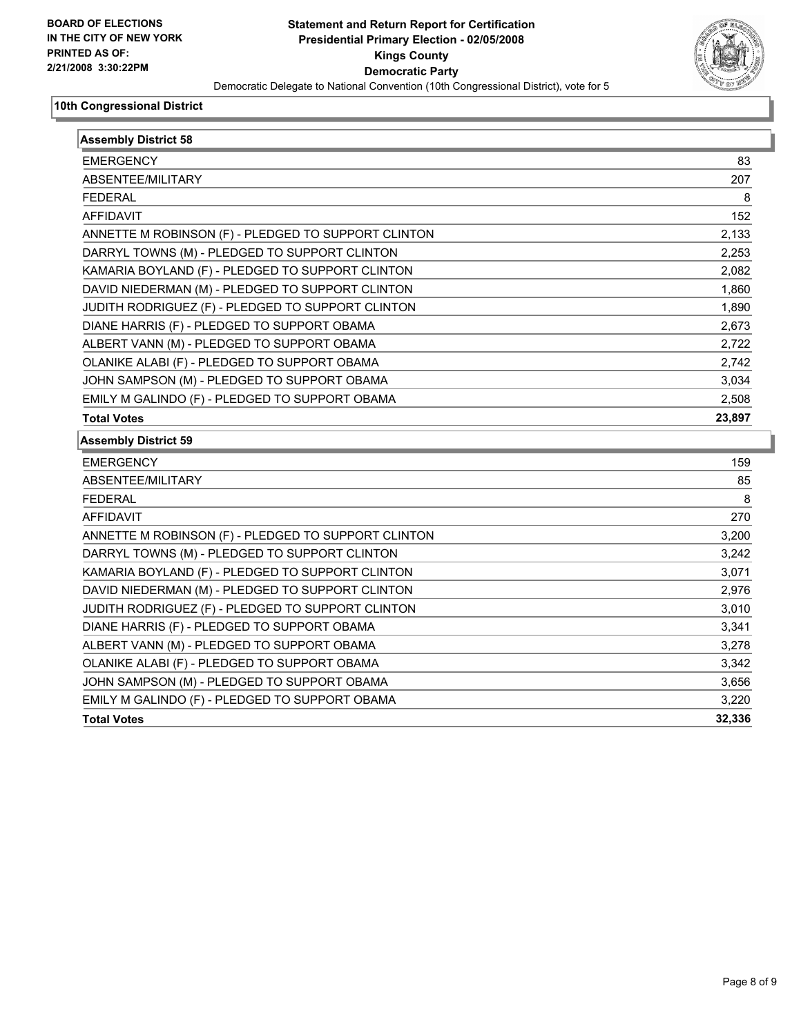**BOARD OF ELECTIONS IN THE CITY OF NEW YORK PRINTED AS OF: 2/21/2008 3:30:22PM**

# Statement and Return Report for Certification
## Presidential Primary Election - 02/05/2008
## Kings County
## Democratic Party

Democratic Delegate to National Convention (10th Congressional District), vote for 5

### 10th Congressional District

| Assembly District 58 | |
|---|---|
| EMERGENCY | 83 |
| ABSENTEE/MILITARY | 207 |
| FEDERAL | 8 |
| AFFIDAVIT | 152 |
| ANNETTE M ROBINSON (F) - PLEDGED TO SUPPORT CLINTON | 2,133 |
| DARRYL TOWNS (M) - PLEDGED TO SUPPORT CLINTON | 2,253 |
| KAMARIA BOYLAND (F) - PLEDGED TO SUPPORT CLINTON | 2,082 |
| DAVID NIEDERMAN (M) - PLEDGED TO SUPPORT CLINTON | 1,860 |
| JUDITH RODRIGUEZ (F) - PLEDGED TO SUPPORT CLINTON | 1,890 |
| DIANE HARRIS (F) - PLEDGED TO SUPPORT OBAMA | 2,673 |
| ALBERT VANN (M) - PLEDGED TO SUPPORT OBAMA | 2,722 |
| OLANIKE ALABI (F) - PLEDGED TO SUPPORT OBAMA | 2,742 |
| JOHN SAMPSON (M) - PLEDGED TO SUPPORT OBAMA | 3,034 |
| EMILY M GALINDO (F) - PLEDGED TO SUPPORT OBAMA | 2,508 |
| **Total Votes** | **23,897** |

| Assembly District 59 | |
|---|---|
| EMERGENCY | 159 |
| ABSENTEE/MILITARY | 85 |
| FEDERAL | 8 |
| AFFIDAVIT | 270 |
| ANNETTE M ROBINSON (F) - PLEDGED TO SUPPORT CLINTON | 3,200 |
| DARRYL TOWNS (M) - PLEDGED TO SUPPORT CLINTON | 3,242 |
| KAMARIA BOYLAND (F) - PLEDGED TO SUPPORT CLINTON | 3,071 |
| DAVID NIEDERMAN (M) - PLEDGED TO SUPPORT CLINTON | 2,976 |
| JUDITH RODRIGUEZ (F) - PLEDGED TO SUPPORT CLINTON | 3,010 |
| DIANE HARRIS (F) - PLEDGED TO SUPPORT OBAMA | 3,341 |
| ALBERT VANN (M) - PLEDGED TO SUPPORT OBAMA | 3,278 |
| OLANIKE ALABI (F) - PLEDGED TO SUPPORT OBAMA | 3,342 |
| JOHN SAMPSON (M) - PLEDGED TO SUPPORT OBAMA | 3,656 |
| EMILY M GALINDO (F) - PLEDGED TO SUPPORT OBAMA | 3,220 |
| **Total Votes** | **32,336** |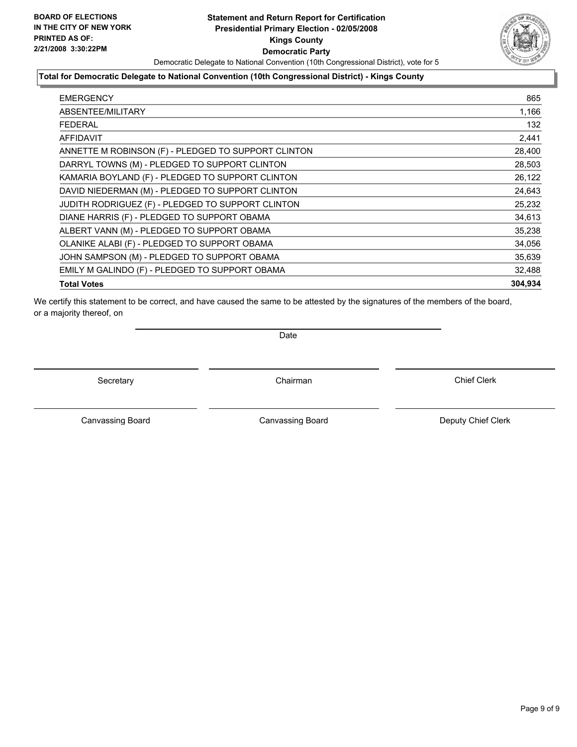**BOARD OF ELECTIONS IN THE CITY OF NEW YORK PRINTED AS OF: 2/21/2008 3:30:22PM**

# Statement and Return Report for Certification Presidential Primary Election - 02/05/2008 Kings County Democratic Party

Democratic Delegate to National Convention (10th Congressional District), vote for 5

**Total for Democratic Delegate to National Convention (10th Congressional District) - Kings County**

| | |
|---|---|
| EMERGENCY | 865 |
| ABSENTEE/MILITARY | 1,166 |
| FEDERAL | 132 |
| AFFIDAVIT | 2,441 |
| ANNETTE M ROBINSON (F) - PLEDGED TO SUPPORT CLINTON | 28,400 |
| DARRYL TOWNS (M) - PLEDGED TO SUPPORT CLINTON | 28,503 |
| KAMARIA BOYLAND (F) - PLEDGED TO SUPPORT CLINTON | 26,122 |
| DAVID NIEDERMAN (M) - PLEDGED TO SUPPORT CLINTON | 24,643 |
| JUDITH RODRIGUEZ (F) - PLEDGED TO SUPPORT CLINTON | 25,232 |
| DIANE HARRIS (F) - PLEDGED TO SUPPORT OBAMA | 34,613 |
| ALBERT VANN (M) - PLEDGED TO SUPPORT OBAMA | 35,238 |
| OLANIKE ALABI (F) - PLEDGED TO SUPPORT OBAMA | 34,056 |
| JOHN SAMPSON (M) - PLEDGED TO SUPPORT OBAMA | 35,639 |
| EMILY M GALINDO (F) - PLEDGED TO SUPPORT OBAMA | 32,488 |
| **Total Votes** | **304,934** |

We certify this statement to be correct, and have caused the same to be attested by the signatures of the members of the board, or a majority thereof, on

Date

Secretary    Chairman    Chief Clerk

Canvassing Board    Canvassing Board    Deputy Chief Clerk